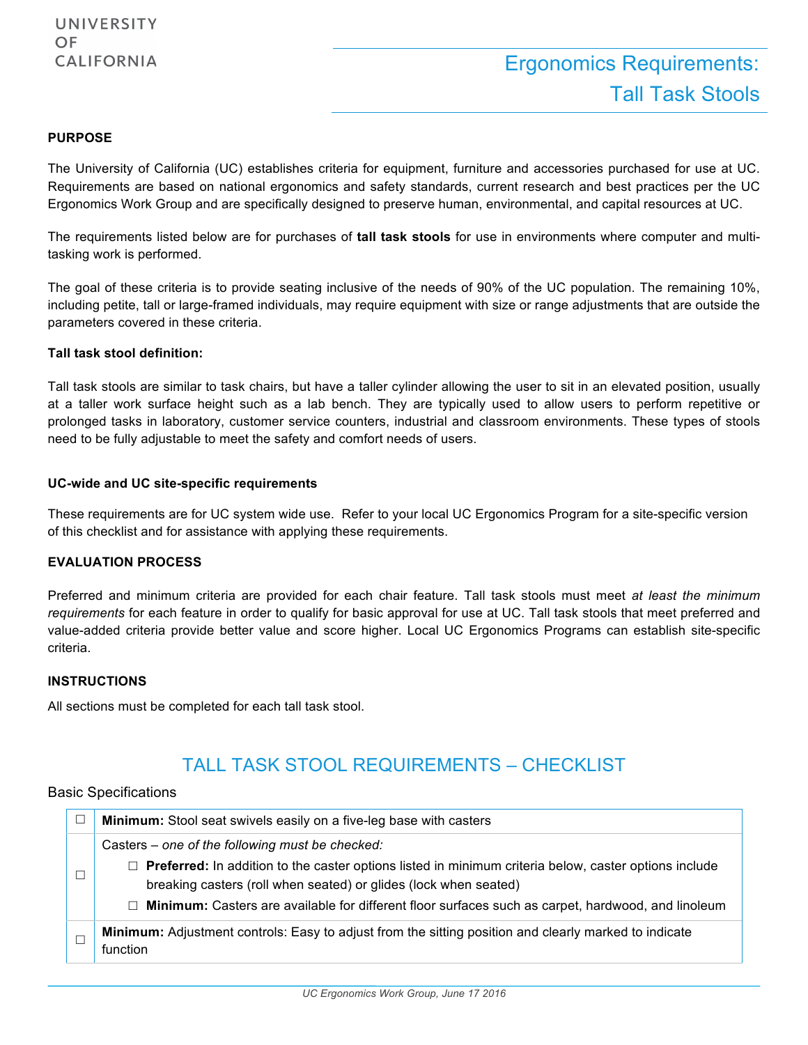UNIVERSITY OF CALIFORNIA

# Ergonomics Requirements: Tall Task Stools

**PURPOSE**

The University of California (UC) establishes criteria for equipment, furniture and accessories purchased for use at UC. Requirements are based on national ergonomics and safety standards, current research and best practices per the UC Ergonomics Work Group and are specifically designed to preserve human, environmental, and capital resources at UC.

The requirements listed below are for purchases of **tall task stools** for use in environments where computer and multi-tasking work is performed.

The goal of these criteria is to provide seating inclusive of the needs of 90% of the UC population. The remaining 10%, including petite, tall or large-framed individuals, may require equipment with size or range adjustments that are outside the parameters covered in these criteria.

**Tall task stool definition:**

Tall task stools are similar to task chairs, but have a taller cylinder allowing the user to sit in an elevated position, usually at a taller work surface height such as a lab bench. They are typically used to allow users to perform repetitive or prolonged tasks in laboratory, customer service counters, industrial and classroom environments. These types of stools need to be fully adjustable to meet the safety and comfort needs of users.

**UC-wide and UC site-specific requirements**

These requirements are for UC system wide use. Refer to your local UC Ergonomics Program for a site-specific version of this checklist and for assistance with applying these requirements.

**EVALUATION PROCESS**

Preferred and minimum criteria are provided for each chair feature. Tall task stools must meet *at least the minimum requirements* for each feature in order to qualify for basic approval for use at UC. Tall task stools that meet preferred and value-added criteria provide better value and score higher. Local UC Ergonomics Programs can establish site-specific criteria.

**INSTRUCTIONS**

All sections must be completed for each tall task stool.

## TALL TASK STOOL REQUIREMENTS – CHECKLIST

Basic Specifications

| ☐ | Requirement |
|---|---|
| ☐ | **Minimum:** Stool seat swivels easily on a five-leg base with casters |
| ☐ | Casters – *one of the following must be checked:*<br>☐ **Preferred:** In addition to the caster options listed in minimum criteria below, caster options include breaking casters (roll when seated) or glides (lock when seated)<br>☐ **Minimum:** Casters are available for different floor surfaces such as carpet, hardwood, and linoleum |
| ☐ | **Minimum:** Adjustment controls: Easy to adjust from the sitting position and clearly marked to indicate function |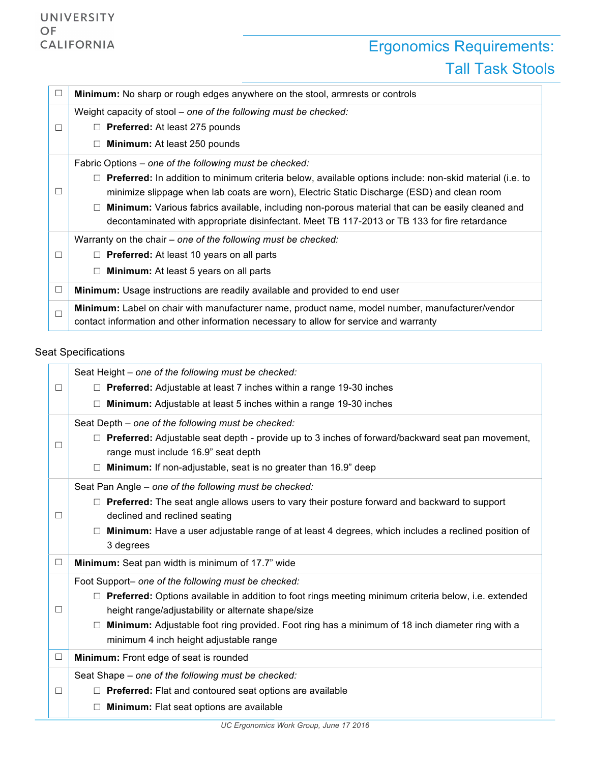| ☐ | **Minimum:** No sharp or rough edges anywhere on the stool, armrests or controls |
|---|---|
| ☐ | Weight capacity of stool – *one of the following must be checked:*<br>☐ **Preferred:** At least 275 pounds<br>☐ **Minimum:** At least 250 pounds |
| ☐ | Fabric Options – *one of the following must be checked:*<br>☐ **Preferred:** In addition to minimum criteria below, available options include: non-skid material (i.e. to minimize slippage when lab coats are worn), Electric Static Discharge (ESD) and clean room<br>☐ **Minimum:** Various fabrics available, including non-porous material that can be easily cleaned and decontaminated with appropriate disinfectant. Meet TB 117-2013 or TB 133 for fire retardance |
| ☐ | Warranty on the chair – *one of the following must be checked:*<br>☐ **Preferred:** At least 10 years on all parts<br>☐ **Minimum:** At least 5 years on all parts |
| ☐ | **Minimum:** Usage instructions are readily available and provided to end user |
| ☐ | **Minimum:** Label on chair with manufacturer name, product name, model number, manufacturer/vendor contact information and other information necessary to allow for service and warranty |

## Seat Specifications

| ☐ | Seat Height – *one of the following must be checked:*<br>☐ **Preferred:** Adjustable at least 7 inches within a range 19-30 inches<br>☐ **Minimum:** Adjustable at least 5 inches within a range 19-30 inches |
|---|---|
| ☐ | Seat Depth – *one of the following must be checked:*<br>☐ **Preferred:** Adjustable seat depth - provide up to 3 inches of forward/backward seat pan movement, range must include 16.9" seat depth<br>☐ **Minimum:** If non-adjustable, seat is no greater than 16.9" deep |
| ☐ | Seat Pan Angle – *one of the following must be checked:*<br>☐ **Preferred:** The seat angle allows users to vary their posture forward and backward to support declined and reclined seating<br>☐ **Minimum:** Have a user adjustable range of at least 4 degrees, which includes a reclined position of 3 degrees |
| ☐ | **Minimum:** Seat pan width is minimum of 17.7" wide |
| ☐ | Foot Support– *one of the following must be checked:*<br>☐ **Preferred:** Options available in addition to foot rings meeting minimum criteria below, i.e. extended height range/adjustability or alternate shape/size<br>☐ **Minimum:** Adjustable foot ring provided. Foot ring has a minimum of 18 inch diameter ring with a minimum 4 inch height adjustable range |
| ☐ | **Minimum:** Front edge of seat is rounded |
| ☐ | Seat Shape – *one of the following must be checked:*<br>☐ **Preferred:** Flat and contoured seat options are available<br>☐ **Minimum:** Flat seat options are available |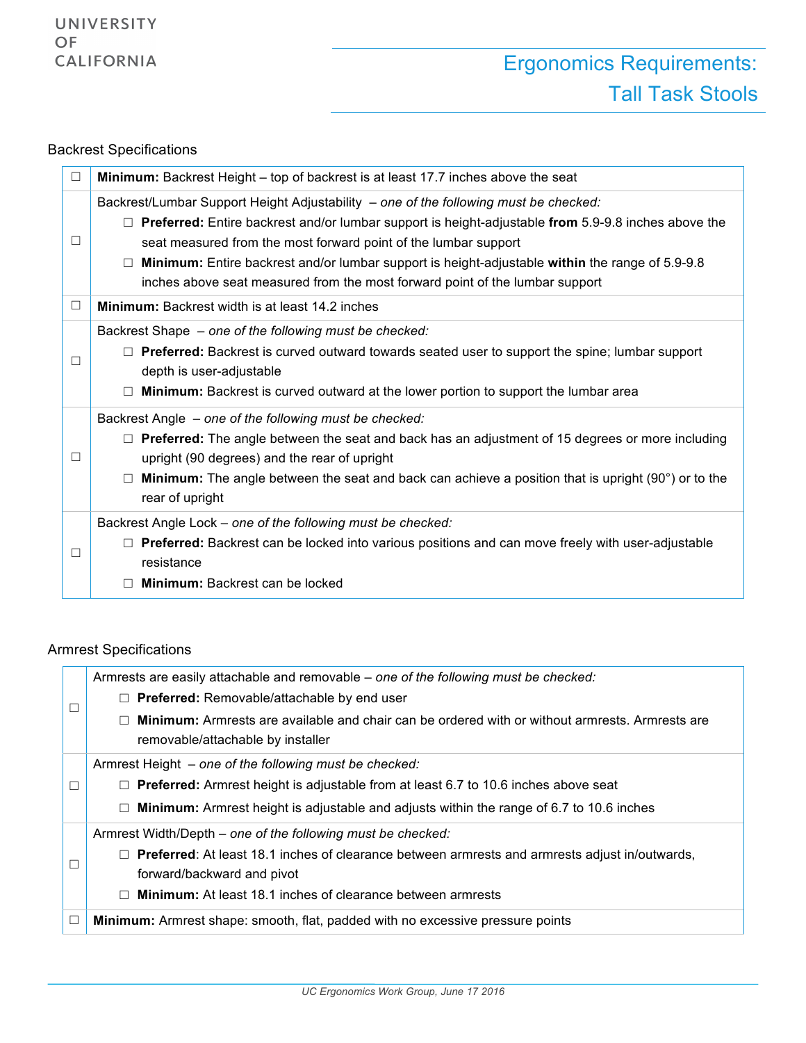Backrest Specifications

| ☐ | Content |
|---|---|
| ☐ | **Minimum:** Backrest Height – top of backrest is at least 17.7 inches above the seat |
| ☐ | Backrest/Lumbar Support Height Adjustability – *one of the following must be checked:*<br>☐ **Preferred:** Entire backrest and/or lumbar support is height-adjustable **from** 5.9-9.8 inches above the seat measured from the most forward point of the lumbar support<br>☐ **Minimum:** Entire backrest and/or lumbar support is height-adjustable **within** the range of 5.9-9.8 inches above seat measured from the most forward point of the lumbar support |
| ☐ | **Minimum:** Backrest width is at least 14.2 inches |
| ☐ | Backrest Shape – *one of the following must be checked:*<br>☐ **Preferred:** Backrest is curved outward towards seated user to support the spine; lumbar support depth is user-adjustable<br>☐ **Minimum:** Backrest is curved outward at the lower portion to support the lumbar area |
| ☐ | Backrest Angle – *one of the following must be checked:*<br>☐ **Preferred:** The angle between the seat and back has an adjustment of 15 degrees or more including upright (90 degrees) and the rear of upright<br>☐ **Minimum:** The angle between the seat and back can achieve a position that is upright (90°) or to the rear of upright |
| ☐ | Backrest Angle Lock – *one of the following must be checked:*<br>☐ **Preferred:** Backrest can be locked into various positions and can move freely with user-adjustable resistance<br>☐ **Minimum:** Backrest can be locked |

Armrest Specifications

| ☐ | Content |
|---|---|
| ☐ | Armrests are easily attachable and removable – *one of the following must be checked:*<br>☐ **Preferred:** Removable/attachable by end user<br>☐ **Minimum:** Armrests are available and chair can be ordered with or without armrests. Armrests are removable/attachable by installer |
| ☐ | Armrest Height – *one of the following must be checked:*<br>☐ **Preferred:** Armrest height is adjustable from at least 6.7 to 10.6 inches above seat<br>☐ **Minimum:** Armrest height is adjustable and adjusts within the range of 6.7 to 10.6 inches |
| ☐ | Armrest Width/Depth – *one of the following must be checked:*<br>☐ **Preferred**: At least 18.1 inches of clearance between armrests and armrests adjust in/outwards, forward/backward and pivot<br>☐ **Minimum:** At least 18.1 inches of clearance between armrests |
| ☐ | **Minimum:** Armrest shape: smooth, flat, padded with no excessive pressure points |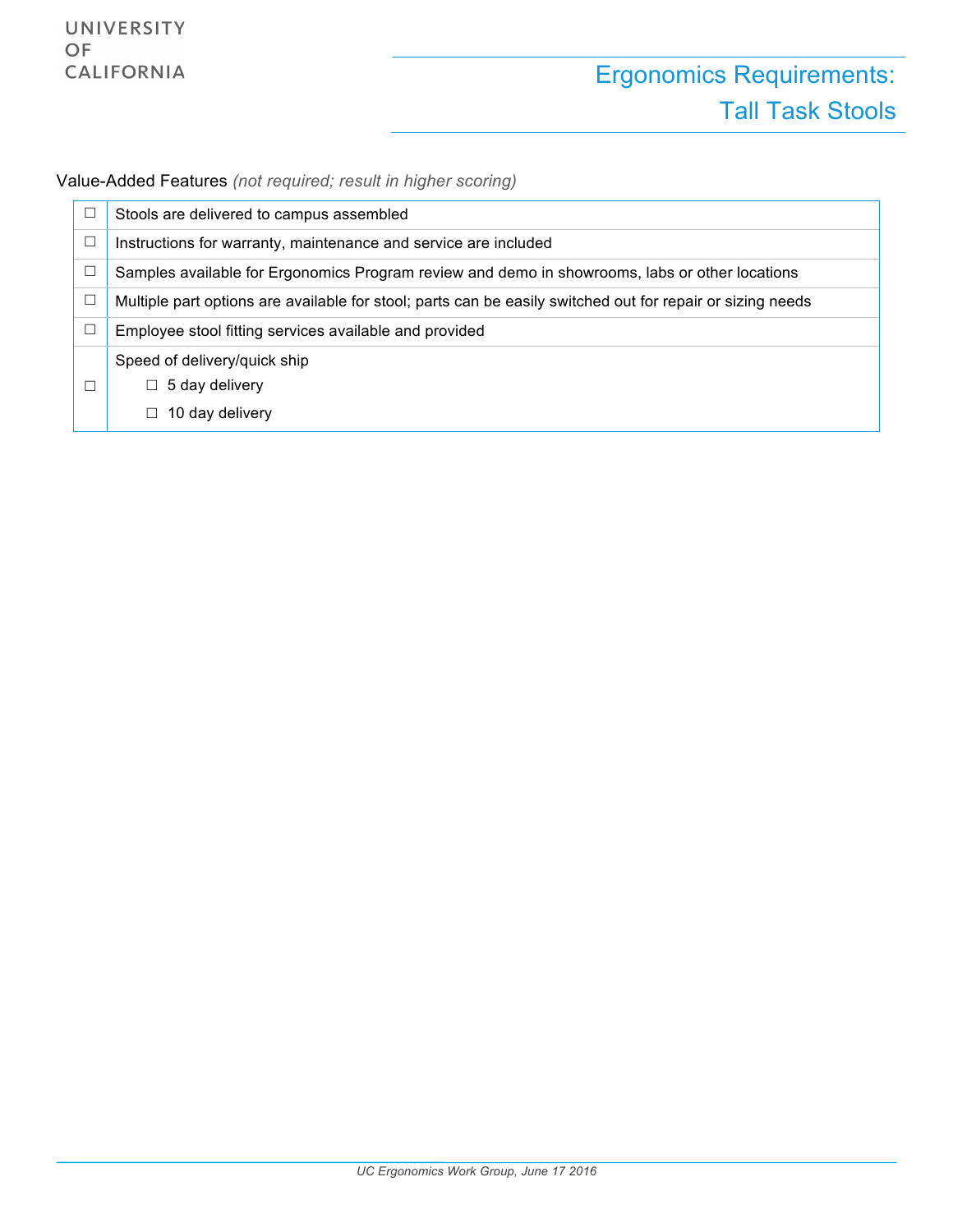Value-Added Features *(not required; result in higher scoring)*

| | |
|---|---|
| ☐ | Stools are delivered to campus assembled |
| ☐ | Instructions for warranty, maintenance and service are included |
| ☐ | Samples available for Ergonomics Program review and demo in showrooms, labs or other locations |
| ☐ | Multiple part options are available for stool; parts can be easily switched out for repair or sizing needs |
| ☐ | Employee stool fitting services available and provided |
| ☐ | Speed of delivery/quick ship<br>☐ 5 day delivery<br>☐ 10 day delivery |